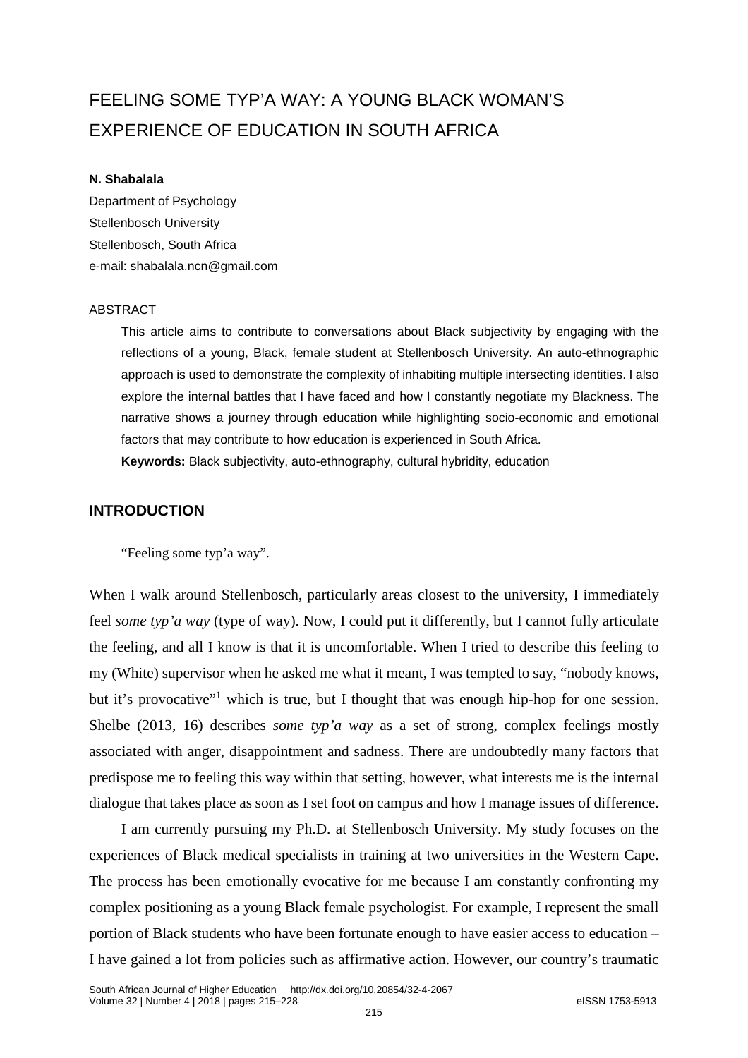# FEELING SOME TYP'A WAY: A YOUNG BLACK WOMAN'S EXPERIENCE OF EDUCATION IN SOUTH AFRICA

**N. Shabalala**
Department of Psychology
Stellenbosch University
Stellenbosch, South Africa
e-mail: shabalala.ncn@gmail.com

ABSTRACT

This article aims to contribute to conversations about Black subjectivity by engaging with the reflections of a young, Black, female student at Stellenbosch University. An auto-ethnographic approach is used to demonstrate the complexity of inhabiting multiple intersecting identities. I also explore the internal battles that I have faced and how I constantly negotiate my Blackness. The narrative shows a journey through education while highlighting socio-economic and emotional factors that may contribute to how education is experienced in South Africa.

**Keywords:** Black subjectivity, auto-ethnography, cultural hybridity, education

## INTRODUCTION

"Feeling some typ'a way".

When I walk around Stellenbosch, particularly areas closest to the university, I immediately feel *some typ'a way* (type of way). Now, I could put it differently, but I cannot fully articulate the feeling, and all I know is that it is uncomfortable. When I tried to describe this feeling to my (White) supervisor when he asked me what it meant, I was tempted to say, "nobody knows, but it's provocative"[1] which is true, but I thought that was enough hip-hop for one session. Shelbe (2013, 16) describes *some typ'a way* as a set of strong, complex feelings mostly associated with anger, disappointment and sadness. There are undoubtedly many factors that predispose me to feeling this way within that setting, however, what interests me is the internal dialogue that takes place as soon as I set foot on campus and how I manage issues of difference.

I am currently pursuing my Ph.D. at Stellenbosch University. My study focuses on the experiences of Black medical specialists in training at two universities in the Western Cape. The process has been emotionally evocative for me because I am constantly confronting my complex positioning as a young Black female psychologist. For example, I represent the small portion of Black students who have been fortunate enough to have easier access to education – I have gained a lot from policies such as affirmative action. However, our country's traumatic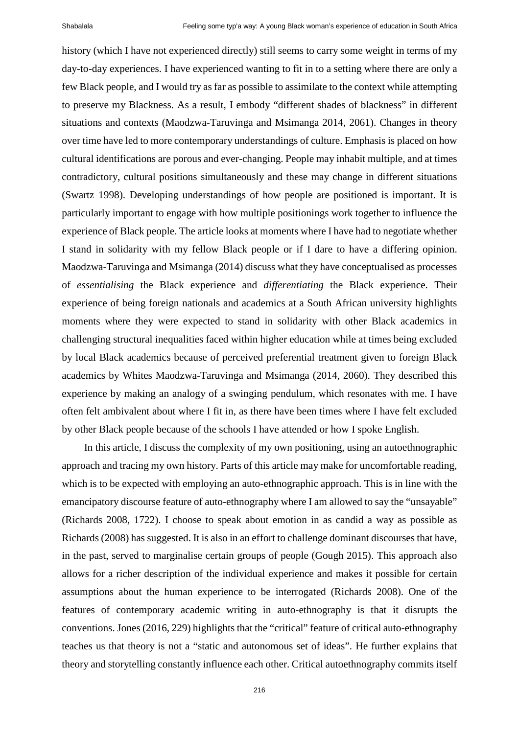history (which I have not experienced directly) still seems to carry some weight in terms of my day-to-day experiences. I have experienced wanting to fit in to a setting where there are only a few Black people, and I would try as far as possible to assimilate to the context while attempting to preserve my Blackness. As a result, I embody "different shades of blackness" in different situations and contexts (Maodzwa-Taruvinga and Msimanga 2014, 2061). Changes in theory over time have led to more contemporary understandings of culture. Emphasis is placed on how cultural identifications are porous and ever-changing. People may inhabit multiple, and at times contradictory, cultural positions simultaneously and these may change in different situations (Swartz 1998). Developing understandings of how people are positioned is important. It is particularly important to engage with how multiple positionings work together to influence the experience of Black people. The article looks at moments where I have had to negotiate whether I stand in solidarity with my fellow Black people or if I dare to have a differing opinion. Maodzwa-Taruvinga and Msimanga (2014) discuss what they have conceptualised as processes of *essentialising* the Black experience and *differentiating* the Black experience. Their experience of being foreign nationals and academics at a South African university highlights moments where they were expected to stand in solidarity with other Black academics in challenging structural inequalities faced within higher education while at times being excluded by local Black academics because of perceived preferential treatment given to foreign Black academics by Whites Maodzwa-Taruvinga and Msimanga (2014, 2060). They described this experience by making an analogy of a swinging pendulum, which resonates with me. I have often felt ambivalent about where I fit in, as there have been times where I have felt excluded by other Black people because of the schools I have attended or how I spoke English.

In this article, I discuss the complexity of my own positioning, using an autoethnographic approach and tracing my own history. Parts of this article may make for uncomfortable reading, which is to be expected with employing an auto-ethnographic approach. This is in line with the emancipatory discourse feature of auto-ethnography where I am allowed to say the "unsayable" (Richards 2008, 1722). I choose to speak about emotion in as candid a way as possible as Richards (2008) has suggested. It is also in an effort to challenge dominant discourses that have, in the past, served to marginalise certain groups of people (Gough 2015). This approach also allows for a richer description of the individual experience and makes it possible for certain assumptions about the human experience to be interrogated (Richards 2008). One of the features of contemporary academic writing in auto-ethnography is that it disrupts the conventions. Jones (2016, 229) highlights that the "critical" feature of critical auto-ethnography teaches us that theory is not a "static and autonomous set of ideas". He further explains that theory and storytelling constantly influence each other. Critical autoethnography commits itself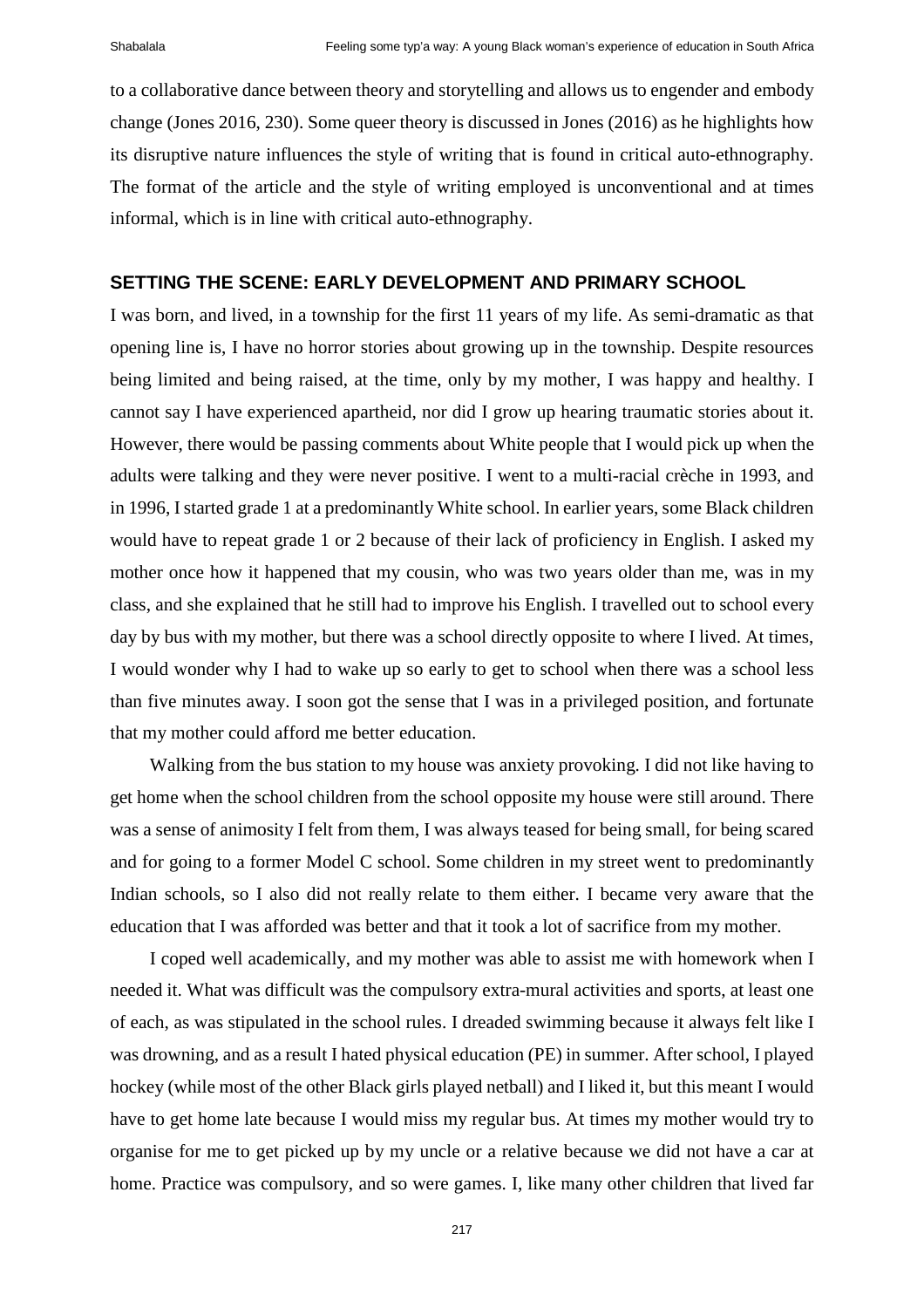to a collaborative dance between theory and storytelling and allows us to engender and embody change (Jones 2016, 230). Some queer theory is discussed in Jones (2016) as he highlights how its disruptive nature influences the style of writing that is found in critical auto-ethnography. The format of the article and the style of writing employed is unconventional and at times informal, which is in line with critical auto-ethnography.

## SETTING THE SCENE: EARLY DEVELOPMENT AND PRIMARY SCHOOL

I was born, and lived, in a township for the first 11 years of my life. As semi-dramatic as that opening line is, I have no horror stories about growing up in the township. Despite resources being limited and being raised, at the time, only by my mother, I was happy and healthy. I cannot say I have experienced apartheid, nor did I grow up hearing traumatic stories about it. However, there would be passing comments about White people that I would pick up when the adults were talking and they were never positive. I went to a multi-racial crèche in 1993, and in 1996, I started grade 1 at a predominantly White school. In earlier years, some Black children would have to repeat grade 1 or 2 because of their lack of proficiency in English. I asked my mother once how it happened that my cousin, who was two years older than me, was in my class, and she explained that he still had to improve his English. I travelled out to school every day by bus with my mother, but there was a school directly opposite to where I lived. At times, I would wonder why I had to wake up so early to get to school when there was a school less than five minutes away. I soon got the sense that I was in a privileged position, and fortunate that my mother could afford me better education.

Walking from the bus station to my house was anxiety provoking. I did not like having to get home when the school children from the school opposite my house were still around. There was a sense of animosity I felt from them, I was always teased for being small, for being scared and for going to a former Model C school. Some children in my street went to predominantly Indian schools, so I also did not really relate to them either. I became very aware that the education that I was afforded was better and that it took a lot of sacrifice from my mother.

I coped well academically, and my mother was able to assist me with homework when I needed it. What was difficult was the compulsory extra-mural activities and sports, at least one of each, as was stipulated in the school rules. I dreaded swimming because it always felt like I was drowning, and as a result I hated physical education (PE) in summer. After school, I played hockey (while most of the other Black girls played netball) and I liked it, but this meant I would have to get home late because I would miss my regular bus. At times my mother would try to organise for me to get picked up by my uncle or a relative because we did not have a car at home. Practice was compulsory, and so were games. I, like many other children that lived far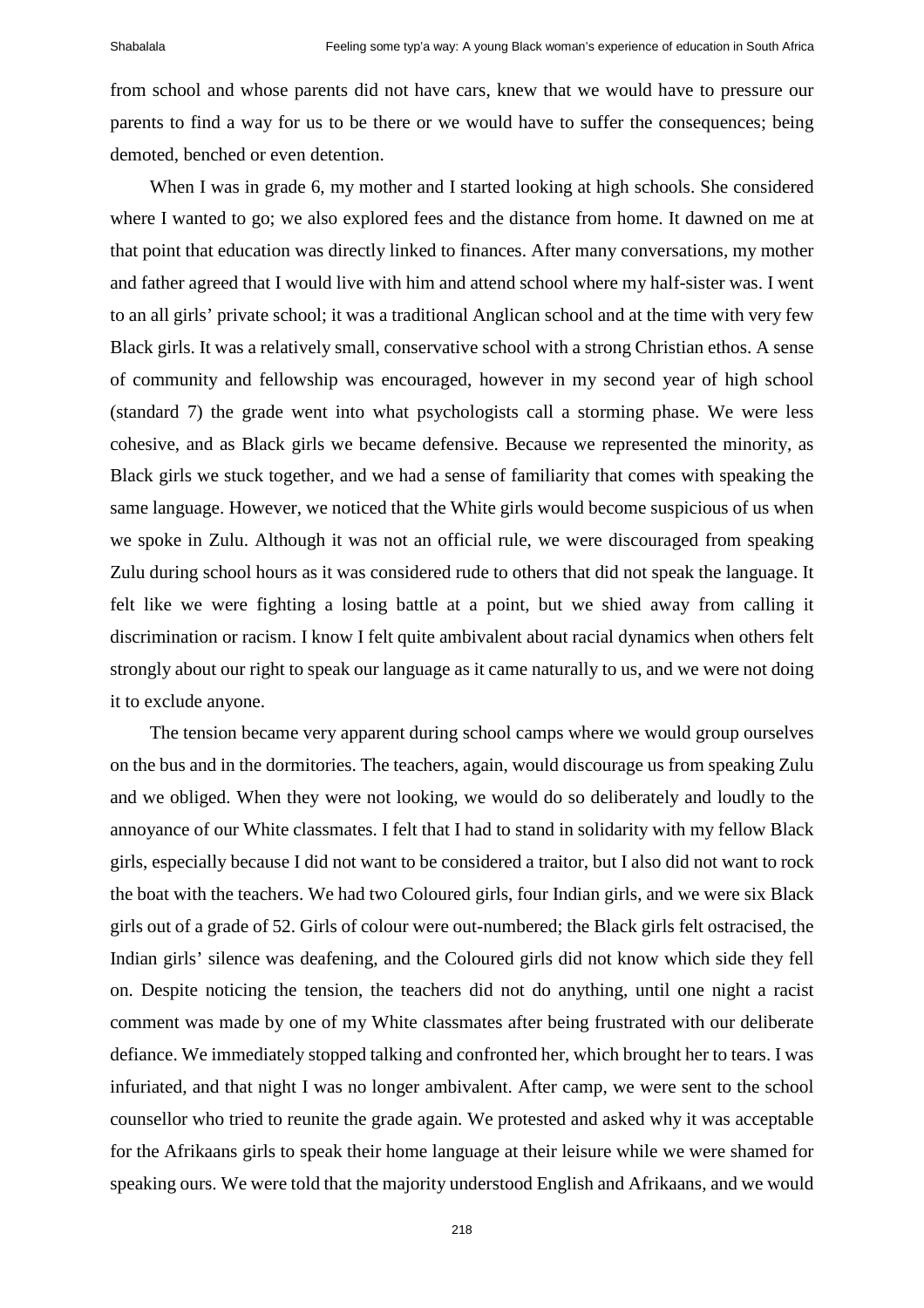from school and whose parents did not have cars, knew that we would have to pressure our parents to find a way for us to be there or we would have to suffer the consequences; being demoted, benched or even detention.

When I was in grade 6, my mother and I started looking at high schools. She considered where I wanted to go; we also explored fees and the distance from home. It dawned on me at that point that education was directly linked to finances. After many conversations, my mother and father agreed that I would live with him and attend school where my half-sister was. I went to an all girls' private school; it was a traditional Anglican school and at the time with very few Black girls. It was a relatively small, conservative school with a strong Christian ethos. A sense of community and fellowship was encouraged, however in my second year of high school (standard 7) the grade went into what psychologists call a storming phase. We were less cohesive, and as Black girls we became defensive. Because we represented the minority, as Black girls we stuck together, and we had a sense of familiarity that comes with speaking the same language. However, we noticed that the White girls would become suspicious of us when we spoke in Zulu. Although it was not an official rule, we were discouraged from speaking Zulu during school hours as it was considered rude to others that did not speak the language. It felt like we were fighting a losing battle at a point, but we shied away from calling it discrimination or racism. I know I felt quite ambivalent about racial dynamics when others felt strongly about our right to speak our language as it came naturally to us, and we were not doing it to exclude anyone.

The tension became very apparent during school camps where we would group ourselves on the bus and in the dormitories. The teachers, again, would discourage us from speaking Zulu and we obliged. When they were not looking, we would do so deliberately and loudly to the annoyance of our White classmates. I felt that I had to stand in solidarity with my fellow Black girls, especially because I did not want to be considered a traitor, but I also did not want to rock the boat with the teachers. We had two Coloured girls, four Indian girls, and we were six Black girls out of a grade of 52. Girls of colour were out-numbered; the Black girls felt ostracised, the Indian girls' silence was deafening, and the Coloured girls did not know which side they fell on. Despite noticing the tension, the teachers did not do anything, until one night a racist comment was made by one of my White classmates after being frustrated with our deliberate defiance. We immediately stopped talking and confronted her, which brought her to tears. I was infuriated, and that night I was no longer ambivalent. After camp, we were sent to the school counsellor who tried to reunite the grade again. We protested and asked why it was acceptable for the Afrikaans girls to speak their home language at their leisure while we were shamed for speaking ours. We were told that the majority understood English and Afrikaans, and we would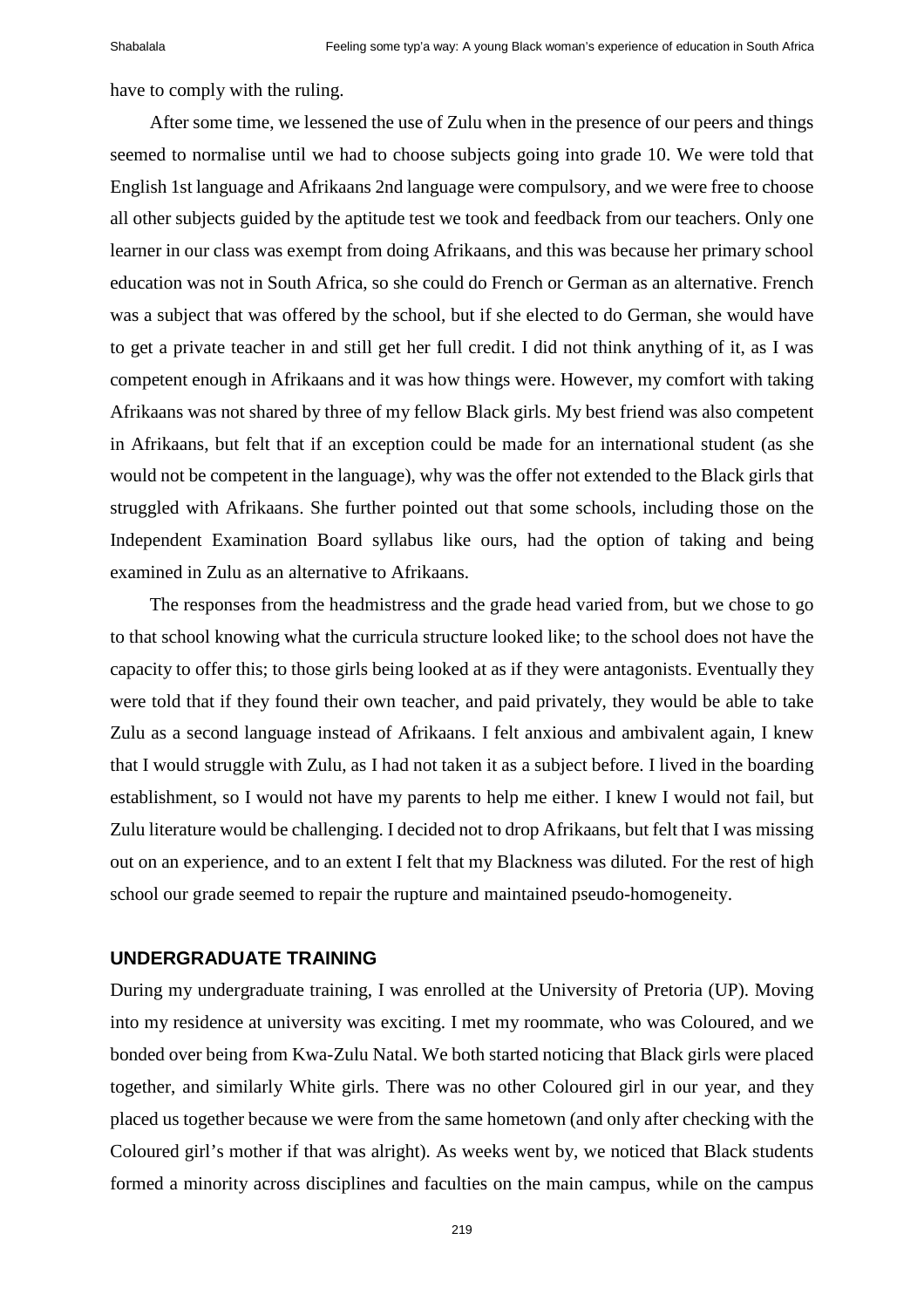have to comply with the ruling.

After some time, we lessened the use of Zulu when in the presence of our peers and things seemed to normalise until we had to choose subjects going into grade 10. We were told that English 1st language and Afrikaans 2nd language were compulsory, and we were free to choose all other subjects guided by the aptitude test we took and feedback from our teachers. Only one learner in our class was exempt from doing Afrikaans, and this was because her primary school education was not in South Africa, so she could do French or German as an alternative. French was a subject that was offered by the school, but if she elected to do German, she would have to get a private teacher in and still get her full credit. I did not think anything of it, as I was competent enough in Afrikaans and it was how things were. However, my comfort with taking Afrikaans was not shared by three of my fellow Black girls. My best friend was also competent in Afrikaans, but felt that if an exception could be made for an international student (as she would not be competent in the language), why was the offer not extended to the Black girls that struggled with Afrikaans. She further pointed out that some schools, including those on the Independent Examination Board syllabus like ours, had the option of taking and being examined in Zulu as an alternative to Afrikaans.

The responses from the headmistress and the grade head varied from, but we chose to go to that school knowing what the curricula structure looked like; to the school does not have the capacity to offer this; to those girls being looked at as if they were antagonists. Eventually they were told that if they found their own teacher, and paid privately, they would be able to take Zulu as a second language instead of Afrikaans. I felt anxious and ambivalent again, I knew that I would struggle with Zulu, as I had not taken it as a subject before. I lived in the boarding establishment, so I would not have my parents to help me either. I knew I would not fail, but Zulu literature would be challenging. I decided not to drop Afrikaans, but felt that I was missing out on an experience, and to an extent I felt that my Blackness was diluted. For the rest of high school our grade seemed to repair the rupture and maintained pseudo-homogeneity.

## UNDERGRADUATE TRAINING

During my undergraduate training, I was enrolled at the University of Pretoria (UP). Moving into my residence at university was exciting. I met my roommate, who was Coloured, and we bonded over being from Kwa-Zulu Natal. We both started noticing that Black girls were placed together, and similarly White girls. There was no other Coloured girl in our year, and they placed us together because we were from the same hometown (and only after checking with the Coloured girl's mother if that was alright). As weeks went by, we noticed that Black students formed a minority across disciplines and faculties on the main campus, while on the campus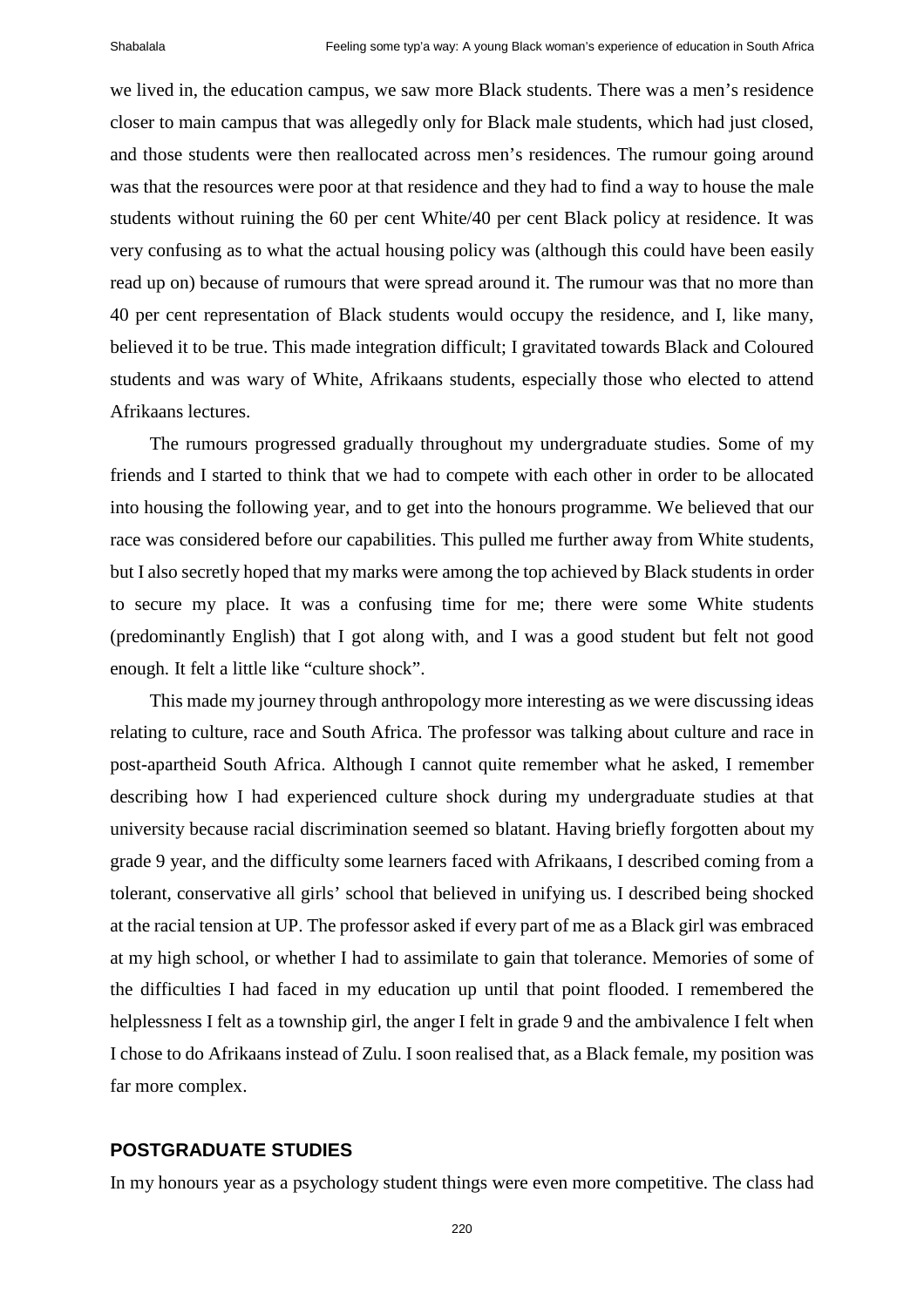we lived in, the education campus, we saw more Black students. There was a men's residence closer to main campus that was allegedly only for Black male students, which had just closed, and those students were then reallocated across men's residences. The rumour going around was that the resources were poor at that residence and they had to find a way to house the male students without ruining the 60 per cent White/40 per cent Black policy at residence. It was very confusing as to what the actual housing policy was (although this could have been easily read up on) because of rumours that were spread around it. The rumour was that no more than 40 per cent representation of Black students would occupy the residence, and I, like many, believed it to be true. This made integration difficult; I gravitated towards Black and Coloured students and was wary of White, Afrikaans students, especially those who elected to attend Afrikaans lectures.

The rumours progressed gradually throughout my undergraduate studies. Some of my friends and I started to think that we had to compete with each other in order to be allocated into housing the following year, and to get into the honours programme. We believed that our race was considered before our capabilities. This pulled me further away from White students, but I also secretly hoped that my marks were among the top achieved by Black students in order to secure my place. It was a confusing time for me; there were some White students (predominantly English) that I got along with, and I was a good student but felt not good enough. It felt a little like "culture shock".

This made my journey through anthropology more interesting as we were discussing ideas relating to culture, race and South Africa. The professor was talking about culture and race in post-apartheid South Africa. Although I cannot quite remember what he asked, I remember describing how I had experienced culture shock during my undergraduate studies at that university because racial discrimination seemed so blatant. Having briefly forgotten about my grade 9 year, and the difficulty some learners faced with Afrikaans, I described coming from a tolerant, conservative all girls' school that believed in unifying us. I described being shocked at the racial tension at UP. The professor asked if every part of me as a Black girl was embraced at my high school, or whether I had to assimilate to gain that tolerance. Memories of some of the difficulties I had faced in my education up until that point flooded. I remembered the helplessness I felt as a township girl, the anger I felt in grade 9 and the ambivalence I felt when I chose to do Afrikaans instead of Zulu. I soon realised that, as a Black female, my position was far more complex.

## POSTGRADUATE STUDIES

In my honours year as a psychology student things were even more competitive. The class had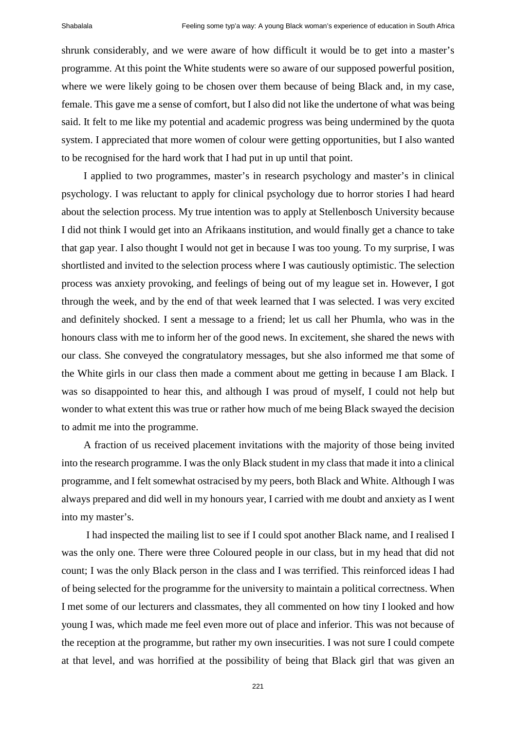shrunk considerably, and we were aware of how difficult it would be to get into a master's programme. At this point the White students were so aware of our supposed powerful position, where we were likely going to be chosen over them because of being Black and, in my case, female. This gave me a sense of comfort, but I also did not like the undertone of what was being said. It felt to me like my potential and academic progress was being undermined by the quota system. I appreciated that more women of colour were getting opportunities, but I also wanted to be recognised for the hard work that I had put in up until that point.

I applied to two programmes, master's in research psychology and master's in clinical psychology. I was reluctant to apply for clinical psychology due to horror stories I had heard about the selection process. My true intention was to apply at Stellenbosch University because I did not think I would get into an Afrikaans institution, and would finally get a chance to take that gap year. I also thought I would not get in because I was too young. To my surprise, I was shortlisted and invited to the selection process where I was cautiously optimistic. The selection process was anxiety provoking, and feelings of being out of my league set in. However, I got through the week, and by the end of that week learned that I was selected. I was very excited and definitely shocked. I sent a message to a friend; let us call her Phumla, who was in the honours class with me to inform her of the good news. In excitement, she shared the news with our class. She conveyed the congratulatory messages, but she also informed me that some of the White girls in our class then made a comment about me getting in because I am Black. I was so disappointed to hear this, and although I was proud of myself, I could not help but wonder to what extent this was true or rather how much of me being Black swayed the decision to admit me into the programme.

A fraction of us received placement invitations with the majority of those being invited into the research programme. I was the only Black student in my class that made it into a clinical programme, and I felt somewhat ostracised by my peers, both Black and White. Although I was always prepared and did well in my honours year, I carried with me doubt and anxiety as I went into my master's.

I had inspected the mailing list to see if I could spot another Black name, and I realised I was the only one. There were three Coloured people in our class, but in my head that did not count; I was the only Black person in the class and I was terrified. This reinforced ideas I had of being selected for the programme for the university to maintain a political correctness. When I met some of our lecturers and classmates, they all commented on how tiny I looked and how young I was, which made me feel even more out of place and inferior. This was not because of the reception at the programme, but rather my own insecurities. I was not sure I could compete at that level, and was horrified at the possibility of being that Black girl that was given an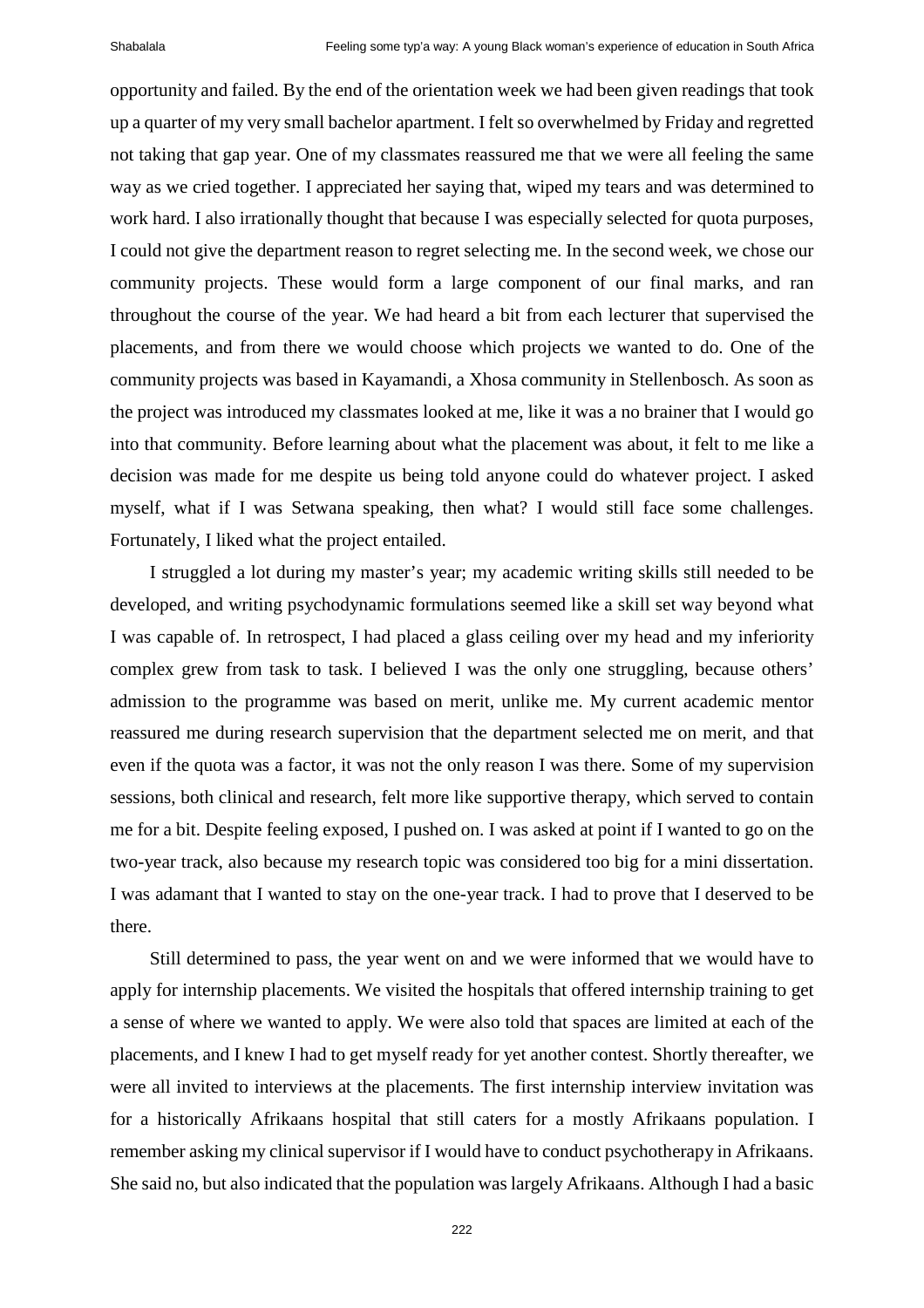opportunity and failed. By the end of the orientation week we had been given readings that took up a quarter of my very small bachelor apartment. I felt so overwhelmed by Friday and regretted not taking that gap year. One of my classmates reassured me that we were all feeling the same way as we cried together. I appreciated her saying that, wiped my tears and was determined to work hard. I also irrationally thought that because I was especially selected for quota purposes, I could not give the department reason to regret selecting me. In the second week, we chose our community projects. These would form a large component of our final marks, and ran throughout the course of the year. We had heard a bit from each lecturer that supervised the placements, and from there we would choose which projects we wanted to do. One of the community projects was based in Kayamandi, a Xhosa community in Stellenbosch. As soon as the project was introduced my classmates looked at me, like it was a no brainer that I would go into that community. Before learning about what the placement was about, it felt to me like a decision was made for me despite us being told anyone could do whatever project. I asked myself, what if I was Setwana speaking, then what? I would still face some challenges. Fortunately, I liked what the project entailed.

I struggled a lot during my master's year; my academic writing skills still needed to be developed, and writing psychodynamic formulations seemed like a skill set way beyond what I was capable of. In retrospect, I had placed a glass ceiling over my head and my inferiority complex grew from task to task. I believed I was the only one struggling, because others' admission to the programme was based on merit, unlike me. My current academic mentor reassured me during research supervision that the department selected me on merit, and that even if the quota was a factor, it was not the only reason I was there. Some of my supervision sessions, both clinical and research, felt more like supportive therapy, which served to contain me for a bit. Despite feeling exposed, I pushed on. I was asked at point if I wanted to go on the two-year track, also because my research topic was considered too big for a mini dissertation. I was adamant that I wanted to stay on the one-year track. I had to prove that I deserved to be there.

Still determined to pass, the year went on and we were informed that we would have to apply for internship placements. We visited the hospitals that offered internship training to get a sense of where we wanted to apply. We were also told that spaces are limited at each of the placements, and I knew I had to get myself ready for yet another contest. Shortly thereafter, we were all invited to interviews at the placements. The first internship interview invitation was for a historically Afrikaans hospital that still caters for a mostly Afrikaans population. I remember asking my clinical supervisor if I would have to conduct psychotherapy in Afrikaans. She said no, but also indicated that the population was largely Afrikaans. Although I had a basic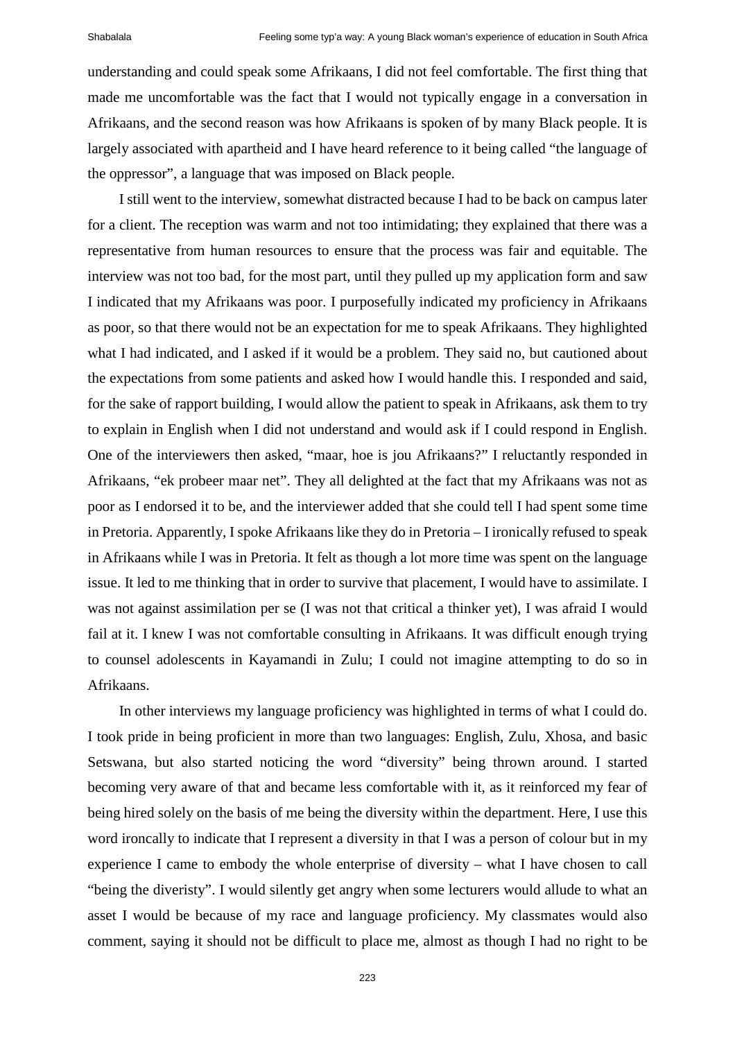understanding and could speak some Afrikaans, I did not feel comfortable. The first thing that made me uncomfortable was the fact that I would not typically engage in a conversation in Afrikaans, and the second reason was how Afrikaans is spoken of by many Black people. It is largely associated with apartheid and I have heard reference to it being called "the language of the oppressor", a language that was imposed on Black people.

I still went to the interview, somewhat distracted because I had to be back on campus later for a client. The reception was warm and not too intimidating; they explained that there was a representative from human resources to ensure that the process was fair and equitable. The interview was not too bad, for the most part, until they pulled up my application form and saw I indicated that my Afrikaans was poor. I purposefully indicated my proficiency in Afrikaans as poor, so that there would not be an expectation for me to speak Afrikaans. They highlighted what I had indicated, and I asked if it would be a problem. They said no, but cautioned about the expectations from some patients and asked how I would handle this. I responded and said, for the sake of rapport building, I would allow the patient to speak in Afrikaans, ask them to try to explain in English when I did not understand and would ask if I could respond in English. One of the interviewers then asked, "maar, hoe is jou Afrikaans?" I reluctantly responded in Afrikaans, "ek probeer maar net". They all delighted at the fact that my Afrikaans was not as poor as I endorsed it to be, and the interviewer added that she could tell I had spent some time in Pretoria. Apparently, I spoke Afrikaans like they do in Pretoria – I ironically refused to speak in Afrikaans while I was in Pretoria. It felt as though a lot more time was spent on the language issue. It led to me thinking that in order to survive that placement, I would have to assimilate. I was not against assimilation per se (I was not that critical a thinker yet), I was afraid I would fail at it. I knew I was not comfortable consulting in Afrikaans. It was difficult enough trying to counsel adolescents in Kayamandi in Zulu; I could not imagine attempting to do so in Afrikaans.

In other interviews my language proficiency was highlighted in terms of what I could do. I took pride in being proficient in more than two languages: English, Zulu, Xhosa, and basic Setswana, but also started noticing the word "diversity" being thrown around. I started becoming very aware of that and became less comfortable with it, as it reinforced my fear of being hired solely on the basis of me being the diversity within the department. Here, I use this word ironcally to indicate that I represent a diversity in that I was a person of colour but in my experience I came to embody the whole enterprise of diversity – what I have chosen to call "being the diveristy". I would silently get angry when some lecturers would allude to what an asset I would be because of my race and language proficiency. My classmates would also comment, saying it should not be difficult to place me, almost as though I had no right to be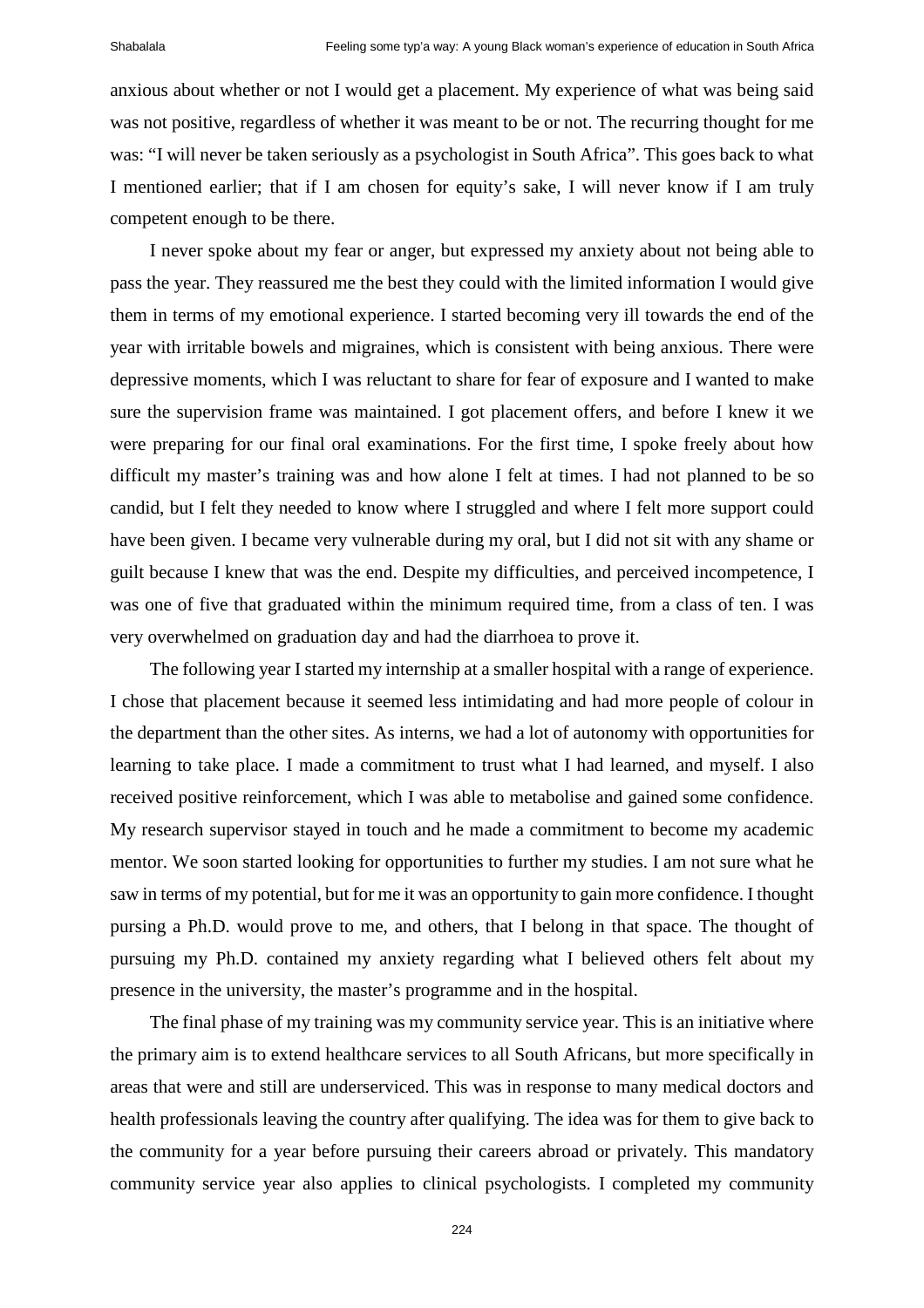anxious about whether or not I would get a placement. My experience of what was being said was not positive, regardless of whether it was meant to be or not. The recurring thought for me was: "I will never be taken seriously as a psychologist in South Africa". This goes back to what I mentioned earlier; that if I am chosen for equity's sake, I will never know if I am truly competent enough to be there.

I never spoke about my fear or anger, but expressed my anxiety about not being able to pass the year. They reassured me the best they could with the limited information I would give them in terms of my emotional experience. I started becoming very ill towards the end of the year with irritable bowels and migraines, which is consistent with being anxious. There were depressive moments, which I was reluctant to share for fear of exposure and I wanted to make sure the supervision frame was maintained. I got placement offers, and before I knew it we were preparing for our final oral examinations. For the first time, I spoke freely about how difficult my master's training was and how alone I felt at times. I had not planned to be so candid, but I felt they needed to know where I struggled and where I felt more support could have been given. I became very vulnerable during my oral, but I did not sit with any shame or guilt because I knew that was the end. Despite my difficulties, and perceived incompetence, I was one of five that graduated within the minimum required time, from a class of ten. I was very overwhelmed on graduation day and had the diarrhoea to prove it.

The following year I started my internship at a smaller hospital with a range of experience. I chose that placement because it seemed less intimidating and had more people of colour in the department than the other sites. As interns, we had a lot of autonomy with opportunities for learning to take place. I made a commitment to trust what I had learned, and myself. I also received positive reinforcement, which I was able to metabolise and gained some confidence. My research supervisor stayed in touch and he made a commitment to become my academic mentor. We soon started looking for opportunities to further my studies. I am not sure what he saw in terms of my potential, but for me it was an opportunity to gain more confidence. I thought pursing a Ph.D. would prove to me, and others, that I belong in that space. The thought of pursuing my Ph.D. contained my anxiety regarding what I believed others felt about my presence in the university, the master's programme and in the hospital.

The final phase of my training was my community service year. This is an initiative where the primary aim is to extend healthcare services to all South Africans, but more specifically in areas that were and still are underserviced. This was in response to many medical doctors and health professionals leaving the country after qualifying. The idea was for them to give back to the community for a year before pursuing their careers abroad or privately. This mandatory community service year also applies to clinical psychologists. I completed my community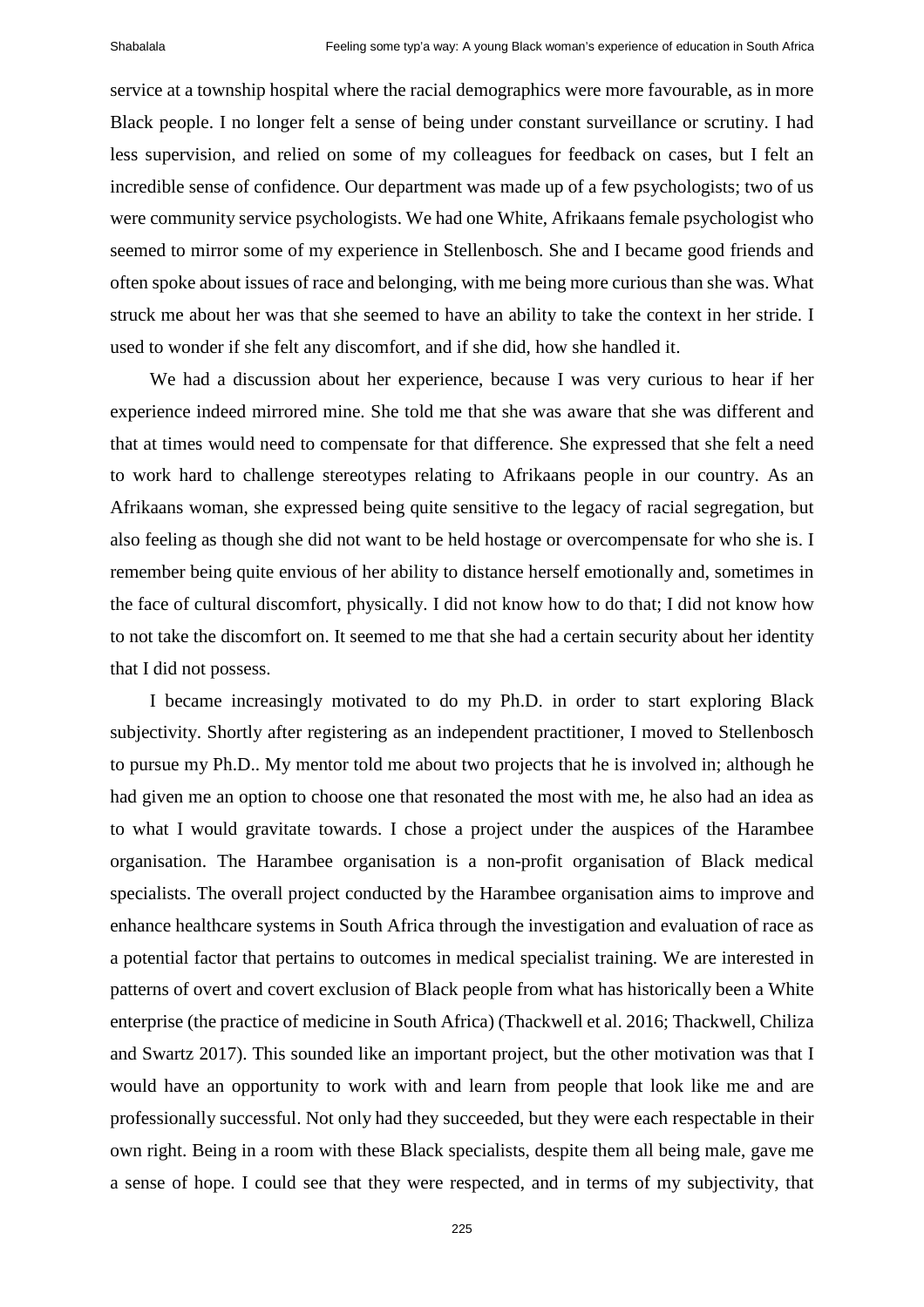service at a township hospital where the racial demographics were more favourable, as in more Black people. I no longer felt a sense of being under constant surveillance or scrutiny. I had less supervision, and relied on some of my colleagues for feedback on cases, but I felt an incredible sense of confidence. Our department was made up of a few psychologists; two of us were community service psychologists. We had one White, Afrikaans female psychologist who seemed to mirror some of my experience in Stellenbosch. She and I became good friends and often spoke about issues of race and belonging, with me being more curious than she was. What struck me about her was that she seemed to have an ability to take the context in her stride. I used to wonder if she felt any discomfort, and if she did, how she handled it.

We had a discussion about her experience, because I was very curious to hear if her experience indeed mirrored mine. She told me that she was aware that she was different and that at times would need to compensate for that difference. She expressed that she felt a need to work hard to challenge stereotypes relating to Afrikaans people in our country. As an Afrikaans woman, she expressed being quite sensitive to the legacy of racial segregation, but also feeling as though she did not want to be held hostage or overcompensate for who she is. I remember being quite envious of her ability to distance herself emotionally and, sometimes in the face of cultural discomfort, physically. I did not know how to do that; I did not know how to not take the discomfort on. It seemed to me that she had a certain security about her identity that I did not possess.

I became increasingly motivated to do my Ph.D. in order to start exploring Black subjectivity. Shortly after registering as an independent practitioner, I moved to Stellenbosch to pursue my Ph.D.. My mentor told me about two projects that he is involved in; although he had given me an option to choose one that resonated the most with me, he also had an idea as to what I would gravitate towards. I chose a project under the auspices of the Harambee organisation. The Harambee organisation is a non-profit organisation of Black medical specialists. The overall project conducted by the Harambee organisation aims to improve and enhance healthcare systems in South Africa through the investigation and evaluation of race as a potential factor that pertains to outcomes in medical specialist training. We are interested in patterns of overt and covert exclusion of Black people from what has historically been a White enterprise (the practice of medicine in South Africa) (Thackwell et al. 2016; Thackwell, Chiliza and Swartz 2017). This sounded like an important project, but the other motivation was that I would have an opportunity to work with and learn from people that look like me and are professionally successful. Not only had they succeeded, but they were each respectable in their own right. Being in a room with these Black specialists, despite them all being male, gave me a sense of hope. I could see that they were respected, and in terms of my subjectivity, that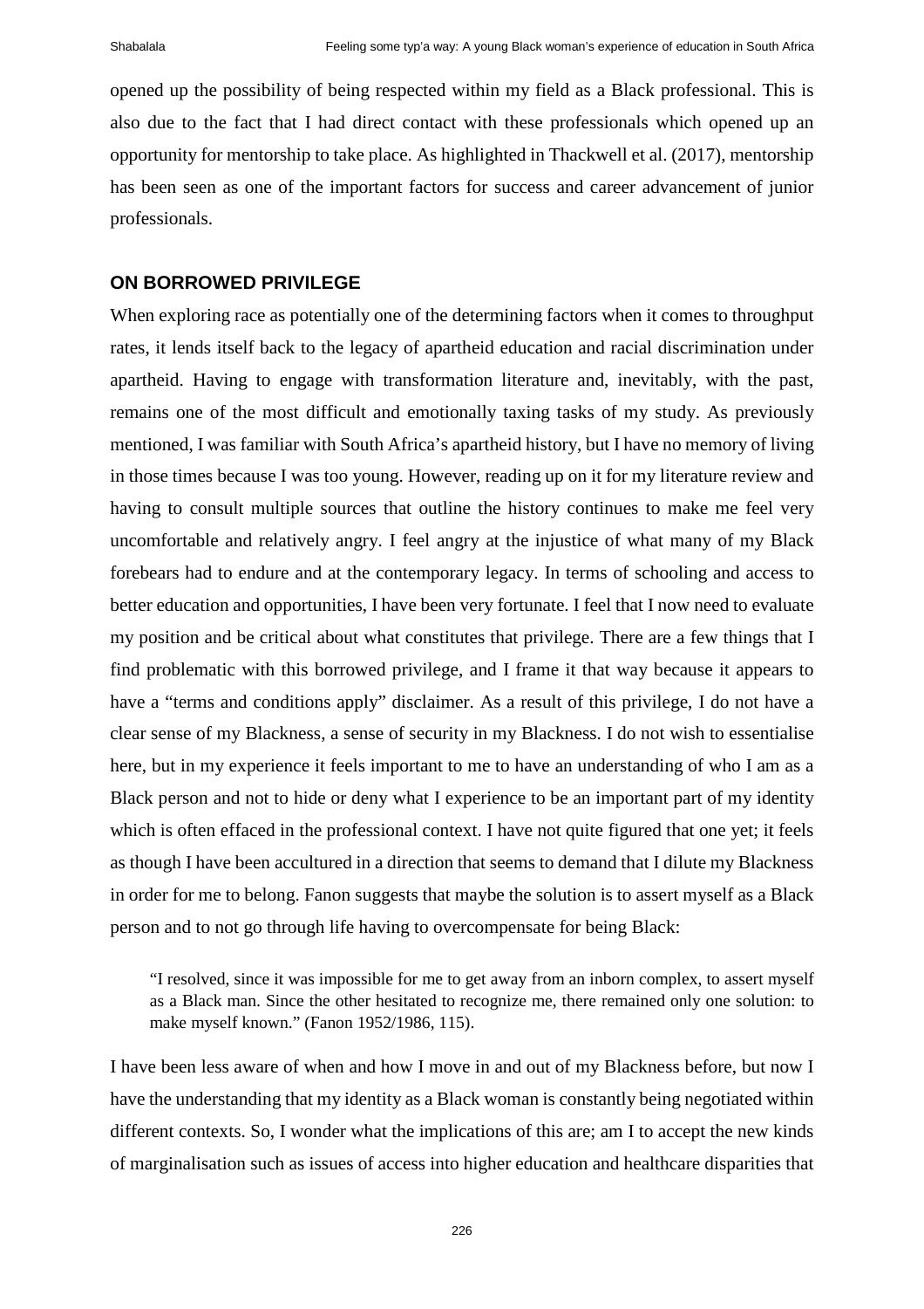opened up the possibility of being respected within my field as a Black professional. This is also due to the fact that I had direct contact with these professionals which opened up an opportunity for mentorship to take place. As highlighted in Thackwell et al. (2017), mentorship has been seen as one of the important factors for success and career advancement of junior professionals.

## ON BORROWED PRIVILEGE

When exploring race as potentially one of the determining factors when it comes to throughput rates, it lends itself back to the legacy of apartheid education and racial discrimination under apartheid. Having to engage with transformation literature and, inevitably, with the past, remains one of the most difficult and emotionally taxing tasks of my study. As previously mentioned, I was familiar with South Africa's apartheid history, but I have no memory of living in those times because I was too young. However, reading up on it for my literature review and having to consult multiple sources that outline the history continues to make me feel very uncomfortable and relatively angry. I feel angry at the injustice of what many of my Black forebears had to endure and at the contemporary legacy. In terms of schooling and access to better education and opportunities, I have been very fortunate. I feel that I now need to evaluate my position and be critical about what constitutes that privilege. There are a few things that I find problematic with this borrowed privilege, and I frame it that way because it appears to have a "terms and conditions apply" disclaimer. As a result of this privilege, I do not have a clear sense of my Blackness, a sense of security in my Blackness. I do not wish to essentialise here, but in my experience it feels important to me to have an understanding of who I am as a Black person and not to hide or deny what I experience to be an important part of my identity which is often effaced in the professional context. I have not quite figured that one yet; it feels as though I have been accultured in a direction that seems to demand that I dilute my Blackness in order for me to belong. Fanon suggests that maybe the solution is to assert myself as a Black person and to not go through life having to overcompensate for being Black:

> "I resolved, since it was impossible for me to get away from an inborn complex, to assert myself as a Black man. Since the other hesitated to recognize me, there remained only one solution: to make myself known." (Fanon 1952/1986, 115).

I have been less aware of when and how I move in and out of my Blackness before, but now I have the understanding that my identity as a Black woman is constantly being negotiated within different contexts. So, I wonder what the implications of this are; am I to accept the new kinds of marginalisation such as issues of access into higher education and healthcare disparities that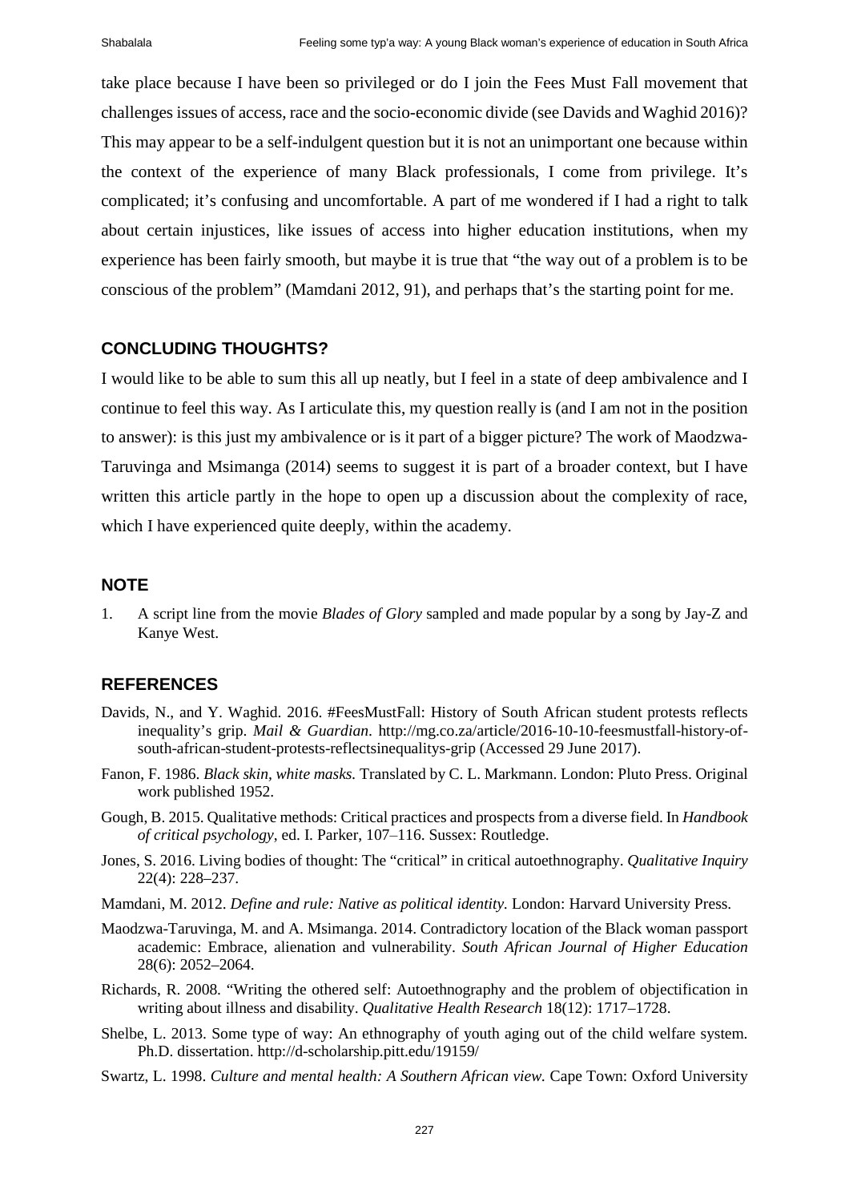take place because I have been so privileged or do I join the Fees Must Fall movement that challenges issues of access, race and the socio-economic divide (see Davids and Waghid 2016)? This may appear to be a self-indulgent question but it is not an unimportant one because within the context of the experience of many Black professionals, I come from privilege. It's complicated; it's confusing and uncomfortable. A part of me wondered if I had a right to talk about certain injustices, like issues of access into higher education institutions, when my experience has been fairly smooth, but maybe it is true that "the way out of a problem is to be conscious of the problem" (Mamdani 2012, 91), and perhaps that's the starting point for me.

## CONCLUDING THOUGHTS?

I would like to be able to sum this all up neatly, but I feel in a state of deep ambivalence and I continue to feel this way. As I articulate this, my question really is (and I am not in the position to answer): is this just my ambivalence or is it part of a bigger picture? The work of Maodzwa-Taruvinga and Msimanga (2014) seems to suggest it is part of a broader context, but I have written this article partly in the hope to open up a discussion about the complexity of race, which I have experienced quite deeply, within the academy.

## NOTE

1. A script line from the movie *Blades of Glory* sampled and made popular by a song by Jay-Z and Kanye West.

## REFERENCES

Davids, N., and Y. Waghid. 2016. #FeesMustFall: History of South African student protests reflects inequality's grip. *Mail & Guardian*. http://mg.co.za/article/2016-10-10-feesmustfall-history-of-south-african-student-protests-reflectsinequalitys-grip (Accessed 29 June 2017).

Fanon, F. 1986. *Black skin, white masks.* Translated by C. L. Markmann. London: Pluto Press. Original work published 1952.

Gough, B. 2015. Qualitative methods: Critical practices and prospects from a diverse field. In *Handbook of critical psychology*, ed. I. Parker, 107–116. Sussex: Routledge.

Jones, S. 2016. Living bodies of thought: The "critical" in critical autoethnography. *Qualitative Inquiry* 22(4): 228–237.

Mamdani, M. 2012. *Define and rule: Native as political identity.* London: Harvard University Press.

Maodzwa-Taruvinga, M. and A. Msimanga. 2014. Contradictory location of the Black woman passport academic: Embrace, alienation and vulnerability. *South African Journal of Higher Education* 28(6): 2052–2064.

Richards, R. 2008. "Writing the othered self: Autoethnography and the problem of objectification in writing about illness and disability. *Qualitative Health Research* 18(12): 1717–1728.

Shelbe, L. 2013. Some type of way: An ethnography of youth aging out of the child welfare system. Ph.D. dissertation. http://d-scholarship.pitt.edu/19159/

Swartz, L. 1998. *Culture and mental health: A Southern African view.* Cape Town: Oxford University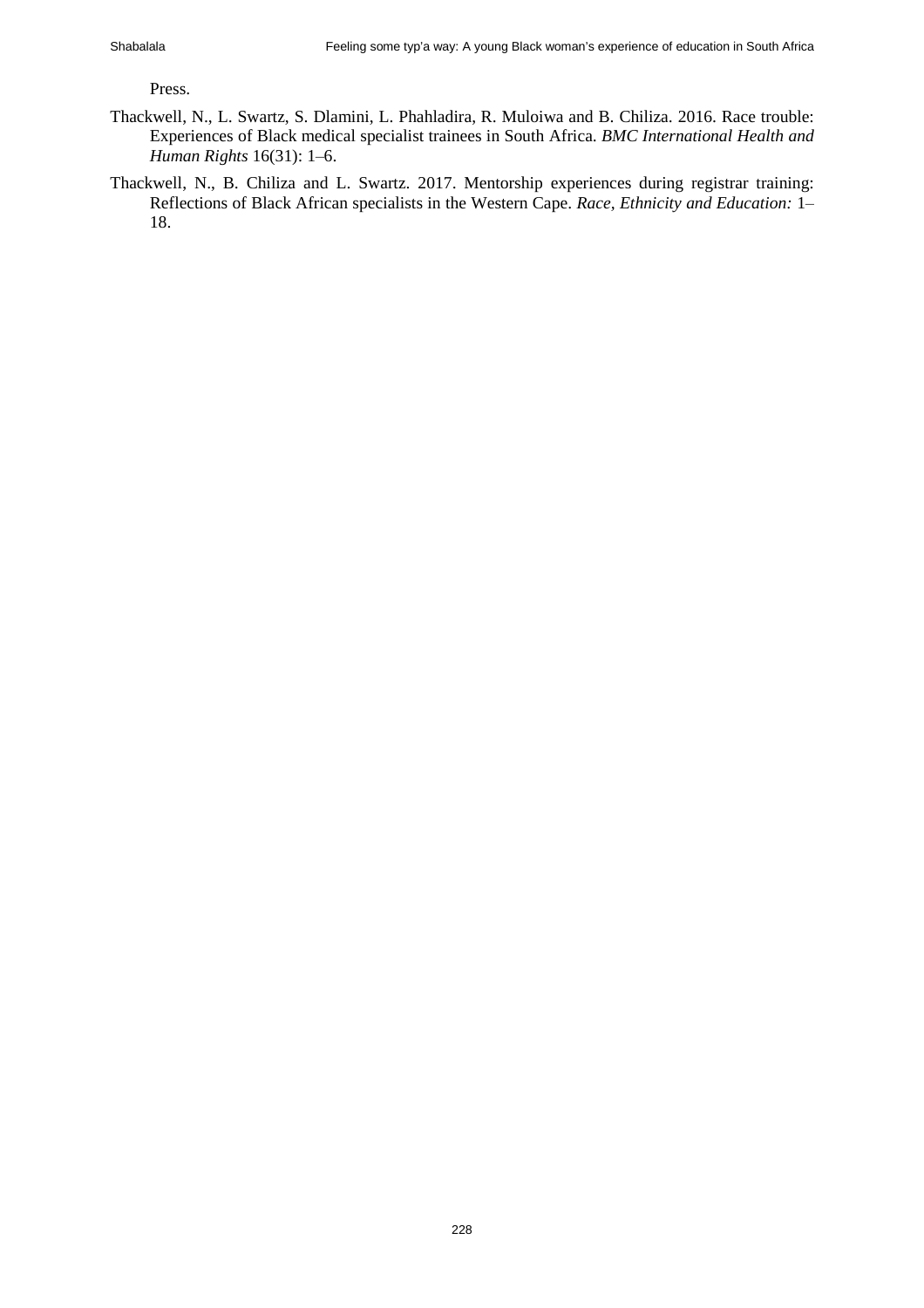Press.

Thackwell, N., L. Swartz, S. Dlamini, L. Phahladira, R. Muloiwa and B. Chiliza. 2016. Race trouble: Experiences of Black medical specialist trainees in South Africa. *BMC International Health and Human Rights* 16(31): 1–6.

Thackwell, N., B. Chiliza and L. Swartz. 2017. Mentorship experiences during registrar training: Reflections of Black African specialists in the Western Cape. *Race, Ethnicity and Education:* 1–18.